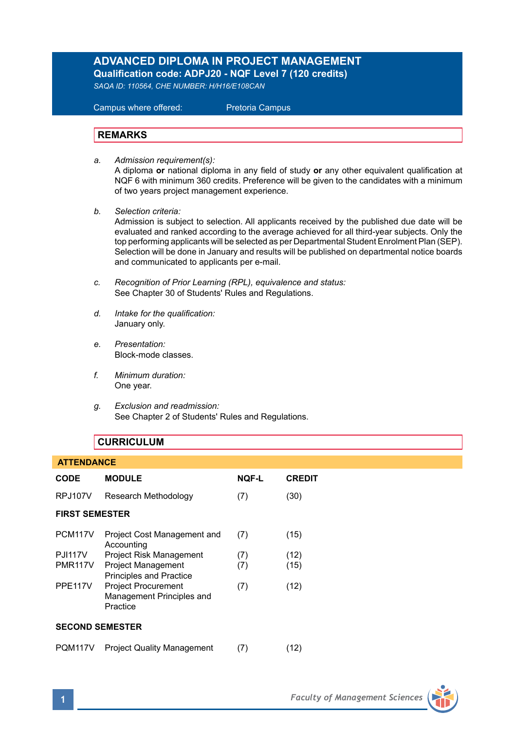# ADVANCED DIPLOMA IN PROJECT MANAGEMENT

**Qualification code: ADPJ20 - NQF Level 7 (120 credits)**

*SAQA ID: 110564, CHE NUMBER: H/H16/E108CAN*

Campus where offered: Pretoria Campus

## REMARKS

a. *Admission requirement(s):*
A diploma **or** national diploma in any field of study **or** any other equivalent qualification at NQF 6 with minimum 360 credits. Preference will be given to the candidates with a minimum of two years project management experience.

b. *Selection criteria:*
Admission is subject to selection. All applicants received by the published due date will be evaluated and ranked according to the average achieved for all third-year subjects. Only the top performing applicants will be selected as per Departmental Student Enrolment Plan (SEP). Selection will be done in January and results will be published on departmental notice boards and communicated to applicants per e-mail.

c. *Recognition of Prior Learning (RPL), equivalence and status:*
See Chapter 30 of Students' Rules and Regulations.

d. *Intake for the qualification:*
January only.

e. *Presentation:*
Block-mode classes.

f. *Minimum duration:*
One year.

g. *Exclusion and readmission:*
See Chapter 2 of Students' Rules and Regulations.

## CURRICULUM

### ATTENDANCE

| CODE | MODULE | NQF-L | CREDIT |
|---|---|---|---|
| RPJ107V | Research Methodology | (7) | (30) |
| **FIRST SEMESTER** | | | |
| PCM117V | Project Cost Management and Accounting | (7) | (15) |
| PJI117V | Project Risk Management | (7) | (12) |
| PMR117V | Project Management Principles and Practice | (7) | (15) |
| PPE117V | Project Procurement Management Principles and Practice | (7) | (12) |
| **SECOND SEMESTER** | | | |
| PQM117V | Project Quality Management | (7) | (12) |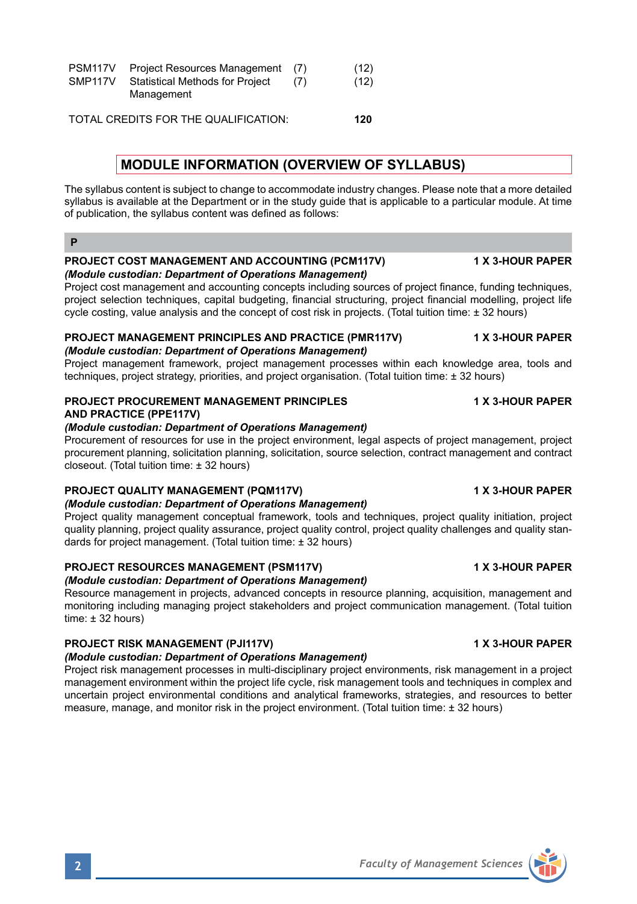| | | | |
|---|---|---|---|
| PSM117V | Project Resources Management | (7) | (12) |
| SMP117V | Statistical Methods for Project Management | (7) | (12) |

TOTAL CREDITS FOR THE QUALIFICATION: **120**

## MODULE INFORMATION (OVERVIEW OF SYLLABUS)

The syllabus content is subject to change to accommodate industry changes. Please note that a more detailed syllabus is available at the Department or in the study guide that is applicable to a particular module. At time of publication, the syllabus content was defined as follows:

### P

**PROJECT COST MANAGEMENT AND ACCOUNTING (PCM117V)** — **1 X 3-HOUR PAPER**
***(Module custodian: Department of Operations Management)***
Project cost management and accounting concepts including sources of project finance, funding techniques, project selection techniques, capital budgeting, financial structuring, project financial modelling, project life cycle costing, value analysis and the concept of cost risk in projects. (Total tuition time: ± 32 hours)

**PROJECT MANAGEMENT PRINCIPLES AND PRACTICE (PMR117V)** — **1 X 3-HOUR PAPER**
***(Module custodian: Department of Operations Management)***
Project management framework, project management processes within each knowledge area, tools and techniques, project strategy, priorities, and project organisation. (Total tuition time: ± 32 hours)

**PROJECT PROCUREMENT MANAGEMENT PRINCIPLES AND PRACTICE (PPE117V)** — **1 X 3-HOUR PAPER**
***(Module custodian: Department of Operations Management)***
Procurement of resources for use in the project environment, legal aspects of project management, project procurement planning, solicitation planning, solicitation, source selection, contract management and contract closeout. (Total tuition time: ± 32 hours)

**PROJECT QUALITY MANAGEMENT (PQM117V)** — **1 X 3-HOUR PAPER**
***(Module custodian: Department of Operations Management)***
Project quality management conceptual framework, tools and techniques, project quality initiation, project quality planning, project quality assurance, project quality control, project quality challenges and quality standards for project management. (Total tuition time: ± 32 hours)

**PROJECT RESOURCES MANAGEMENT (PSM117V)** — **1 X 3-HOUR PAPER**
***(Module custodian: Department of Operations Management)***
Resource management in projects, advanced concepts in resource planning, acquisition, management and monitoring including managing project stakeholders and project communication management. (Total tuition time: ± 32 hours)

**PROJECT RISK MANAGEMENT (PJI117V)** — **1 X 3-HOUR PAPER**
***(Module custodian: Department of Operations Management)***
Project risk management processes in multi-disciplinary project environments, risk management in a project management environment within the project life cycle, risk management tools and techniques in complex and uncertain project environmental conditions and analytical frameworks, strategies, and resources to better measure, manage, and monitor risk in the project environment. (Total tuition time: ± 32 hours)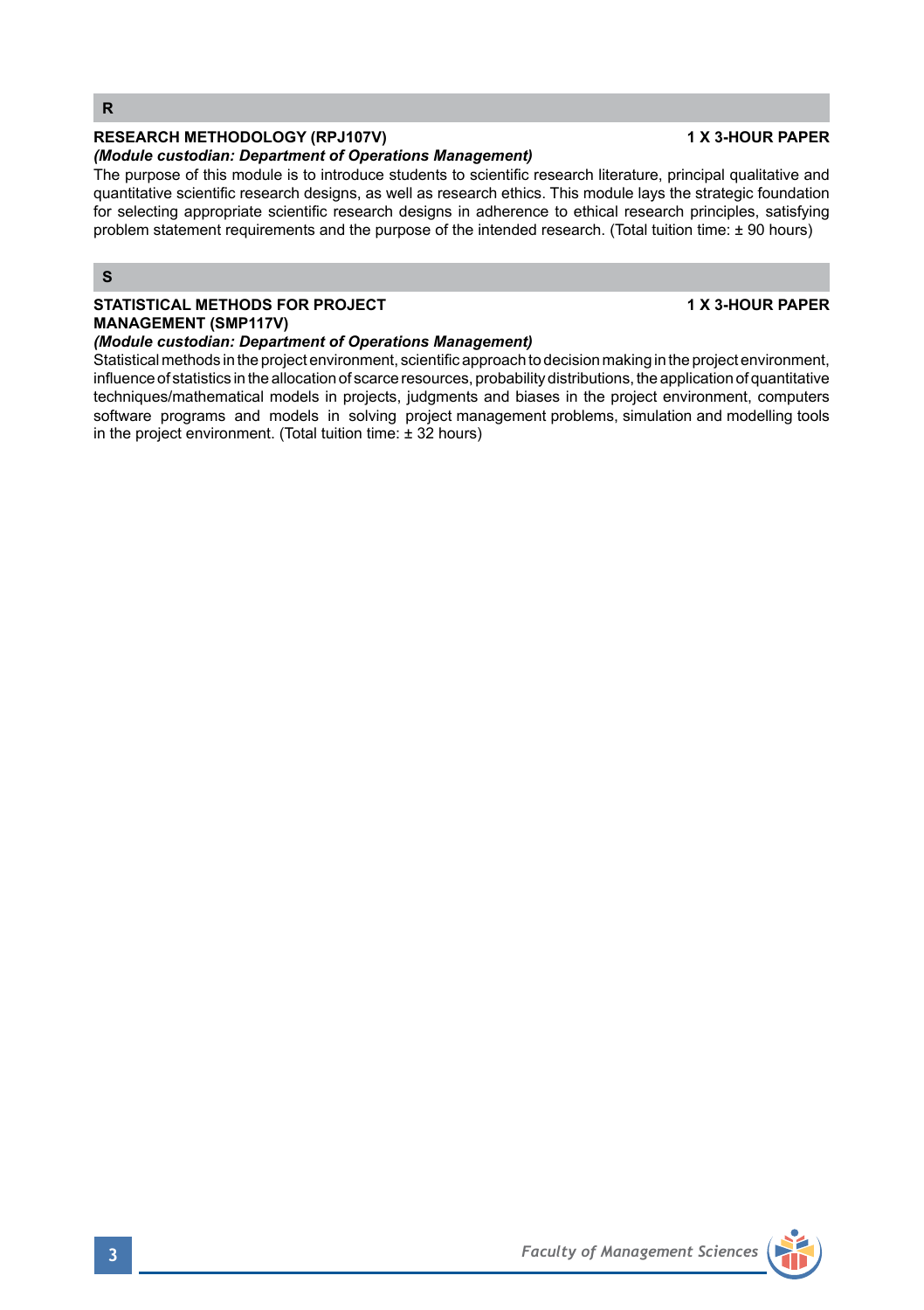## R

**RESEARCH METHODOLOGY (RPJ107V)** **1 X 3-HOUR PAPER**

***(Module custodian: Department of Operations Management)***

The purpose of this module is to introduce students to scientific research literature, principal qualitative and quantitative scientific research designs, as well as research ethics. This module lays the strategic foundation for selecting appropriate scientific research designs in adherence to ethical research principles, satisfying problem statement requirements and the purpose of the intended research. (Total tuition time: ± 90 hours)

## S

**STATISTICAL METHODS FOR PROJECT MANAGEMENT (SMP117V)** **1 X 3-HOUR PAPER**

***(Module custodian: Department of Operations Management)***

Statistical methods in the project environment, scientific approach to decision making in the project environment, influence of statistics in the allocation of scarce resources, probability distributions, the application of quantitative techniques/mathematical models in projects, judgments and biases in the project environment, computers software programs and models in solving project management problems, simulation and modelling tools in the project environment. (Total tuition time: ± 32 hours)